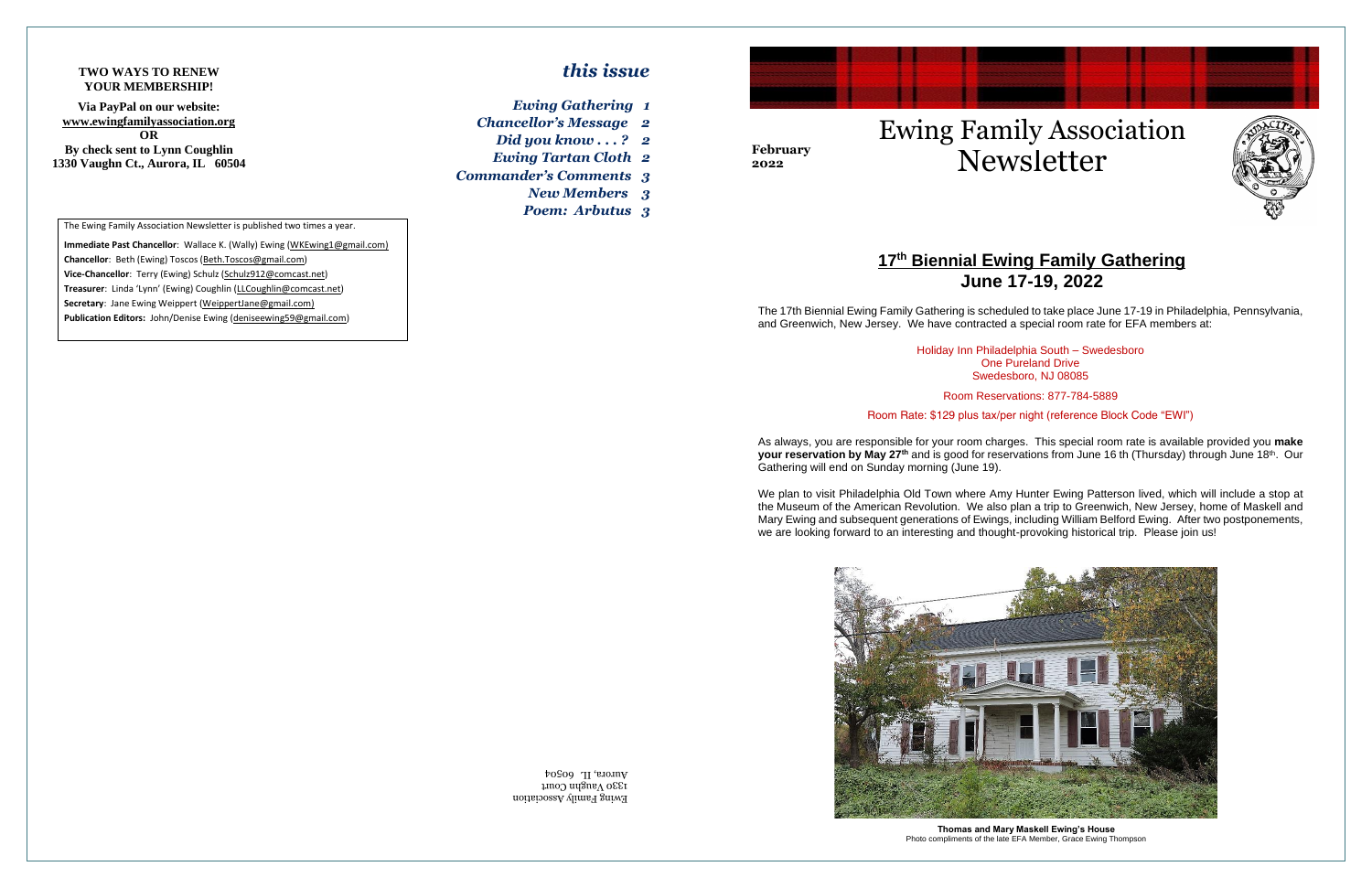**TWO WAYS TO RENEW YOUR MEMBERSHIP!**

**Via PayPal on our website:**
**www.ewingfamilyassociation.org**
**OR**
**By check sent to Lynn Coughlin**
**1330 Vaughn Ct., Aurora, IL 60504**

The Ewing Family Association Newsletter is published two times a year.

**Immediate Past Chancellor**: Wallace K. (Wally) Ewing (WKEwing1@gmail.com)
**Chancellor**: Beth (Ewing) Toscos (Beth.Toscos@gmail.com)
**Vice-Chancellor**: Terry (Ewing) Schulz (Schulz912@comcast.net)
**Treasurer**: Linda 'Lynn' (Ewing) Coughlin (LLCoughlin@comcast.net)
**Secretary**: Jane Ewing Weippert (WeippertJane@gmail.com)
**Publication Editors:** John/Denise Ewing (deniseewing59@gmail.com)

## *this issue*

*Ewing Gathering 1*
*Chancellor's Message 2*
*Did you know . . . ? 2*
*Ewing Tartan Cloth 2*
*Commander's Comments 3*
*New Members 3*
*Poem: Arbutus 3*

Ewing Family Association
1330 Vaughn Court
Aurora, IL 60504

**February 2022**

# Ewing Family Association Newsletter

## 17th Biennial Ewing Family Gathering
## June 17-19, 2022

The 17th Biennial Ewing Family Gathering is scheduled to take place June 17-19 in Philadelphia, Pennsylvania, and Greenwich, New Jersey. We have contracted a special room rate for EFA members at:

Holiday Inn Philadelphia South – Swedesboro
One Pureland Drive
Swedesboro, NJ 08085

Room Reservations: 877-784-5889

Room Rate: $129 plus tax/per night (reference Block Code "EWI")

As always, you are responsible for your room charges. This special room rate is available provided you **make your reservation by May 27th** and is good for reservations from June 16 th (Thursday) through June 18th. Our Gathering will end on Sunday morning (June 19).

We plan to visit Philadelphia Old Town where Amy Hunter Ewing Patterson lived, which will include a stop at the Museum of the American Revolution. We also plan a trip to Greenwich, New Jersey, home of Maskell and Mary Ewing and subsequent generations of Ewings, including William Belford Ewing. After two postponements, we are looking forward to an interesting and thought-provoking historical trip. Please join us!

**Thomas and Mary Maskell Ewing's House**
Photo compliments of the late EFA Member, Grace Ewing Thompson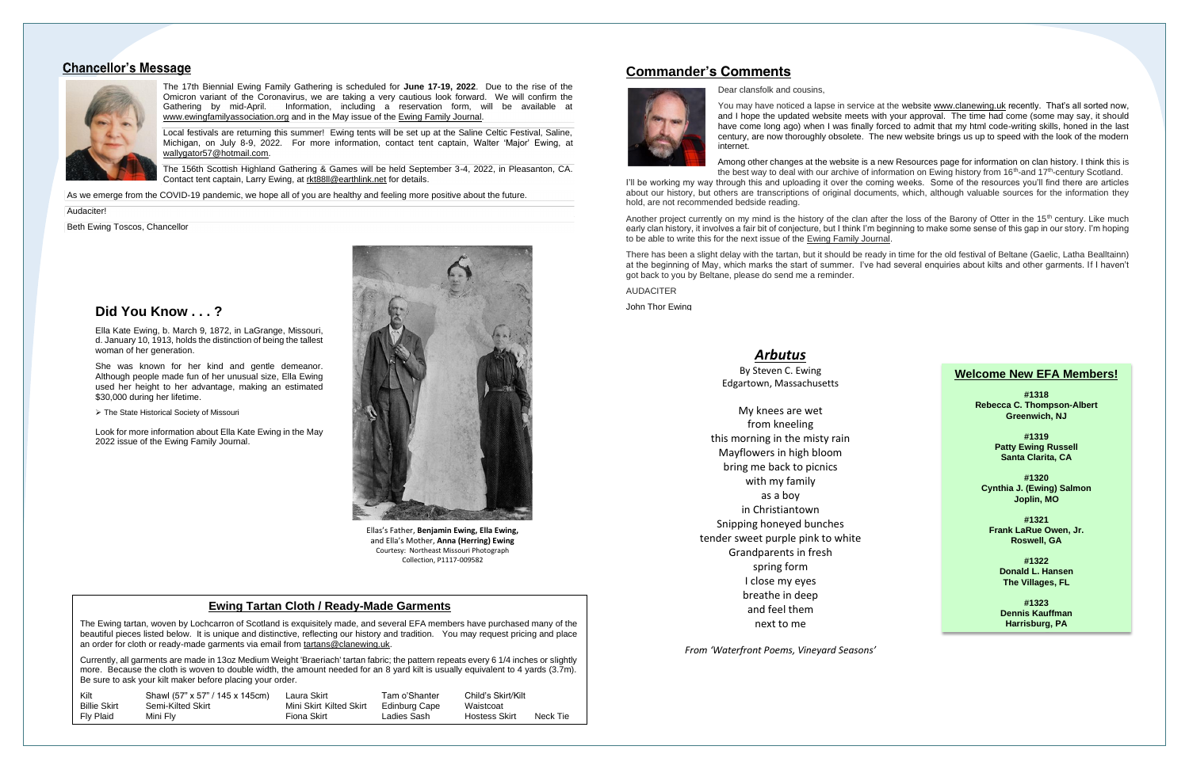## Chancellor's Message

The 17th Biennial Ewing Family Gathering is scheduled for **June 17-19, 2022**. Due to the rise of the Omicron variant of the Coronavirus, we are taking a very cautious look forward. We will confirm the Gathering by mid-April. Information, including a reservation form, will be available at www.ewingfamilyassociation.org and in the May issue of the Ewing Family Journal.

Local festivals are returning this summer! Ewing tents will be set up at the Saline Celtic Festival, Saline, Michigan, on July 8-9, 2022. For more information, contact tent captain, Walter 'Major' Ewing, at wallygator57@hotmail.com.

The 156th Scottish Highland Gathering & Games will be held September 3-4, 2022, in Pleasanton, CA. Contact tent captain, Larry Ewing, at rkt88ll@earthlink.net for details.

As we emerge from the COVID-19 pandemic, we hope all of you are healthy and feeling more positive about the future.

Audaciter!

Beth Ewing Toscos, Chancellor

## Did You Know . . . ?

Ella Kate Ewing, b. March 9, 1872, in LaGrange, Missouri, d. January 10, 1913, holds the distinction of being the tallest woman of her generation.

She was known for her kind and gentle demeanor. Although people made fun of her unusual size, Ella Ewing used her height to her advantage, making an estimated $30,000 during her lifetime.

- The State Historical Society of Missouri

Look for more information about Ella Kate Ewing in the May 2022 issue of the Ewing Family Journal.

Ellas's Father, **Benjamin Ewing, Ella Ewing,** and Ella's Mother, **Anna (Herring) Ewing**
Courtesy: Northeast Missouri Photograph Collection, P1117-009582

## Ewing Tartan Cloth / Ready-Made Garments

The Ewing tartan, woven by Lochcarron of Scotland is exquisitely made, and several EFA members have purchased many of the beautiful pieces listed below. It is unique and distinctive, reflecting our history and tradition. You may request pricing and place an order for cloth or ready-made garments via email from tartans@clanewing.uk.

Currently, all garments are made in 13oz Medium Weight 'Braeriach' tartan fabric; the pattern repeats every 6 1/4 inches or slightly more. Because the cloth is woven to double width, the amount needed for an 8 yard kilt is usually equivalent to 4 yards (3.7m). Be sure to ask your kilt maker before placing your order.

| | | | | | |
|---|---|---|---|---|---|
| Kilt | Shawl (57" x 57" / 145 x 145cm) | Laura Skirt | Tam o'Shanter | Child's Skirt/Kilt | |
| Billie Skirt | Semi-Kilted Skirt | Mini Skirt Kilted Skirt | Edinburg Cape | Waistcoat | |
| Fly Plaid | Mini Fly | Fiona Skirt | Ladies Sash | Hostess Skirt | Neck Tie |

## Commander's Comments

Dear clansfolk and cousins,

You may have noticed a lapse in service at the website www.clanewing.uk recently. That's all sorted now, and I hope the updated website meets with your approval. The time had come (some may say, it should have come long ago) when I was finally forced to admit that my html code-writing skills, honed in the last century, are now thoroughly obsolete. The new website brings us up to speed with the look of the modern internet.

Among other changes at the website is a new Resources page for information on clan history. I think this is the best way to deal with our archive of information on Ewing history from 16th-and 17th-century Scotland. I'll be working my way through this and uploading it over the coming weeks. Some of the resources you'll find there are articles about our history, but others are transcriptions of original documents, which, although valuable sources for the information they hold, are not recommended bedside reading.

Another project currently on my mind is the history of the clan after the loss of the Barony of Otter in the 15th century. Like much early clan history, it involves a fair bit of conjecture, but I think I'm beginning to make some sense of this gap in our story. I'm hoping to be able to write this for the next issue of the Ewing Family Journal.

There has been a slight delay with the tartan, but it should be ready in time for the old festival of Beltane (Gaelic, Latha Bealltainn) at the beginning of May, which marks the start of summer. I've had several enquiries about kilts and other garments. If I haven't got back to you by Beltane, please do send me a reminder.

AUDACITER

John Thor Ewing

## *Arbutus*

By Steven C. Ewing
Edgartown, Massachusetts

My knees are wet
from kneeling
this morning in the misty rain
Mayflowers in high bloom
bring me back to picnics
with my family
as a boy
in Christiantown
Snipping honeyed bunches
tender sweet purple pink to white
Grandparents in fresh
spring form
I close my eyes
breathe in deep
and feel them
next to me

*From 'Waterfront Poems, Vineyard Seasons'*

## Welcome New EFA Members!

**#1318**
**Rebecca C. Thompson-Albert**
**Greenwich, NJ**

**#1319**
**Patty Ewing Russell**
**Santa Clarita, CA**

**#1320**
**Cynthia J. (Ewing) Salmon**
**Joplin, MO**

**#1321**
**Frank LaRue Owen, Jr.**
**Roswell, GA**

**#1322**
**Donald L. Hansen**
**The Villages, FL**

**#1323**
**Dennis Kauffman**
**Harrisburg, PA**